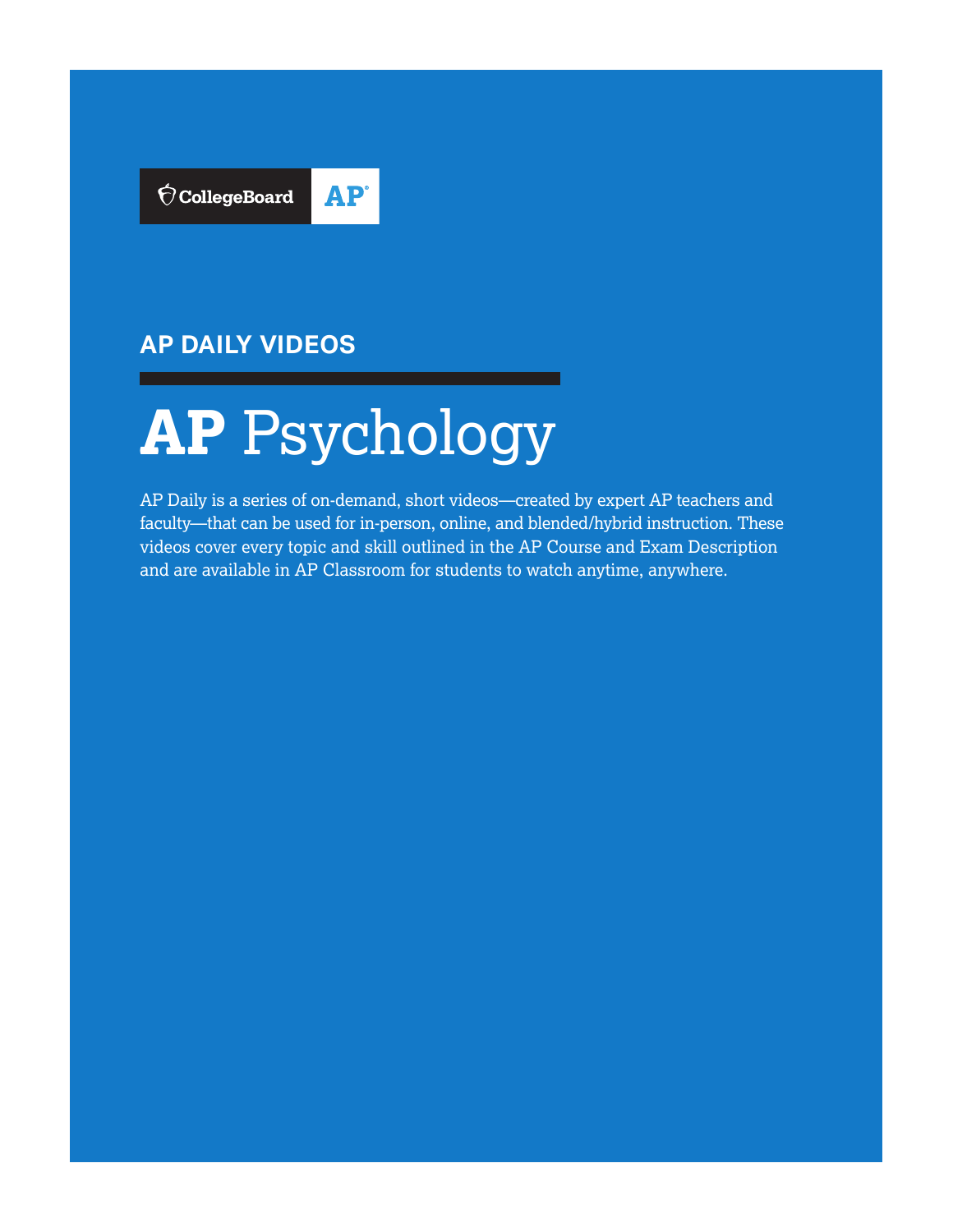CollegeBoard AP

## AP DAILY VIDEOS

# **AP** Psychology

AP Daily is a series of on-demand, short videos—created by expert AP teachers and faculty—that can be used for in-person, online, and blended/hybrid instruction. These videos cover every topic and skill outlined in the AP Course and Exam Description and are available in AP Classroom for students to watch anytime, anywhere.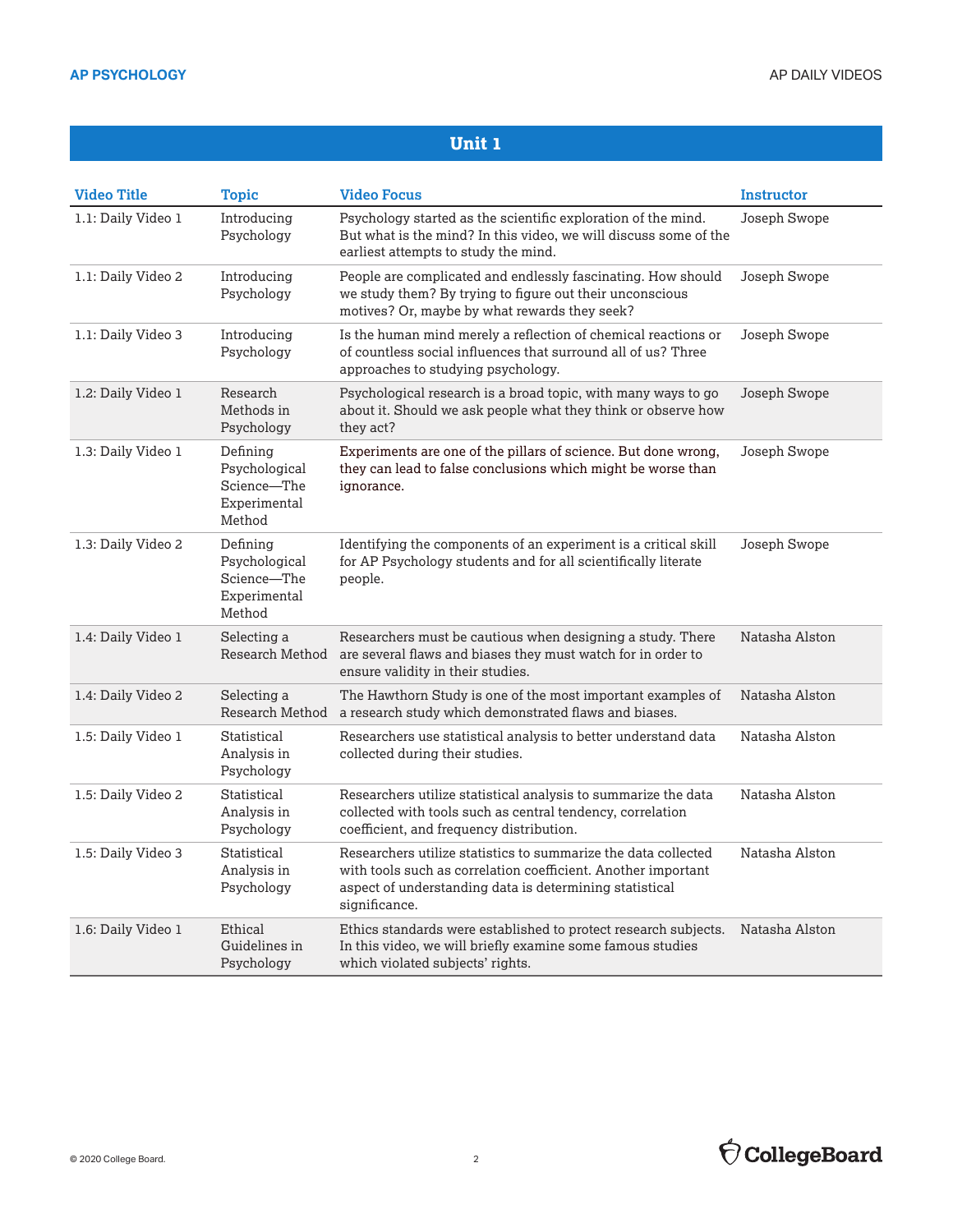## Unit 1

| Video Title | Topic | Video Focus | Instructor |
|---|---|---|---|
| 1.1: Daily Video 1 | Introducing Psychology | Psychology started as the scientific exploration of the mind. But what is the mind? In this video, we will discuss some of the earliest attempts to study the mind. | Joseph Swope |
| 1.1: Daily Video 2 | Introducing Psychology | People are complicated and endlessly fascinating. How should we study them? By trying to figure out their unconscious motives? Or, maybe by what rewards they seek? | Joseph Swope |
| 1.1: Daily Video 3 | Introducing Psychology | Is the human mind merely a reflection of chemical reactions or of countless social influences that surround all of us? Three approaches to studying psychology. | Joseph Swope |
| 1.2: Daily Video 1 | Research Methods in Psychology | Psychological research is a broad topic, with many ways to go about it. Should we ask people what they think or observe how they act? | Joseph Swope |
| 1.3: Daily Video 1 | Defining Psychological Science—The Experimental Method | Experiments are one of the pillars of science. But done wrong, they can lead to false conclusions which might be worse than ignorance. | Joseph Swope |
| 1.3: Daily Video 2 | Defining Psychological Science—The Experimental Method | Identifying the components of an experiment is a critical skill for AP Psychology students and for all scientifically literate people. | Joseph Swope |
| 1.4: Daily Video 1 | Selecting a Research Method | Researchers must be cautious when designing a study. There are several flaws and biases they must watch for in order to ensure validity in their studies. | Natasha Alston |
| 1.4: Daily Video 2 | Selecting a Research Method | The Hawthorn Study is one of the most important examples of a research study which demonstrated flaws and biases. | Natasha Alston |
| 1.5: Daily Video 1 | Statistical Analysis in Psychology | Researchers use statistical analysis to better understand data collected during their studies. | Natasha Alston |
| 1.5: Daily Video 2 | Statistical Analysis in Psychology | Researchers utilize statistical analysis to summarize the data collected with tools such as central tendency, correlation coefficient, and frequency distribution. | Natasha Alston |
| 1.5: Daily Video 3 | Statistical Analysis in Psychology | Researchers utilize statistics to summarize the data collected with tools such as correlation coefficient. Another important aspect of understanding data is determining statistical significance. | Natasha Alston |
| 1.6: Daily Video 1 | Ethical Guidelines in Psychology | Ethics standards were established to protect research subjects. In this video, we will briefly examine some famous studies which violated subjects' rights. | Natasha Alston |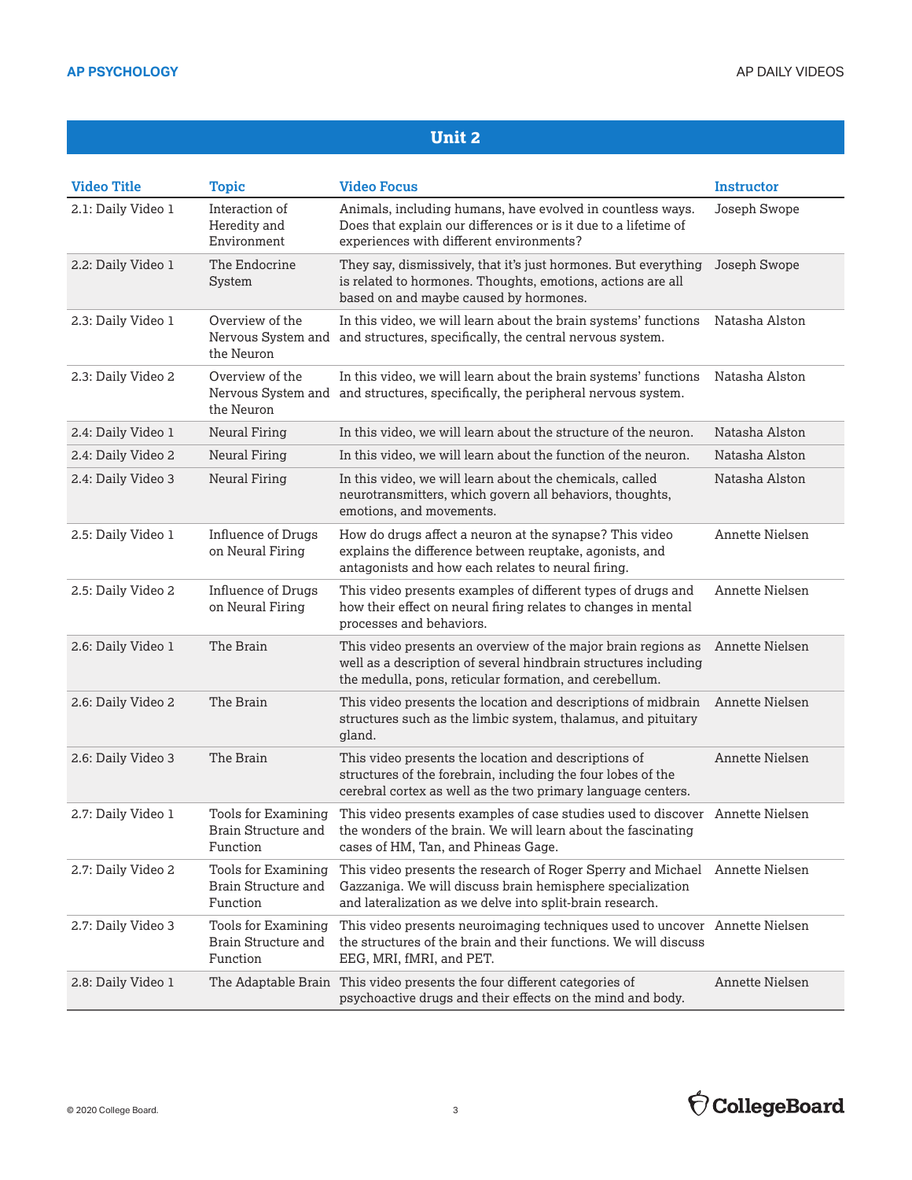## Unit 2

| Video Title | Topic | Video Focus | Instructor |
|---|---|---|---|
| 2.1: Daily Video 1 | Interaction of Heredity and Environment | Animals, including humans, have evolved in countless ways. Does that explain our differences or is it due to a lifetime of experiences with different environments? | Joseph Swope |
| 2.2: Daily Video 1 | The Endocrine System | They say, dismissively, that it's just hormones. But everything is related to hormones. Thoughts, emotions, actions are all based on and maybe caused by hormones. | Joseph Swope |
| 2.3: Daily Video 1 | Overview of the Nervous System and the Neuron | In this video, we will learn about the brain systems' functions and structures, specifically, the central nervous system. | Natasha Alston |
| 2.3: Daily Video 2 | Overview of the Nervous System and the Neuron | In this video, we will learn about the brain systems' functions and structures, specifically, the peripheral nervous system. | Natasha Alston |
| 2.4: Daily Video 1 | Neural Firing | In this video, we will learn about the structure of the neuron. | Natasha Alston |
| 2.4: Daily Video 2 | Neural Firing | In this video, we will learn about the function of the neuron. | Natasha Alston |
| 2.4: Daily Video 3 | Neural Firing | In this video, we will learn about the chemicals, called neurotransmitters, which govern all behaviors, thoughts, emotions, and movements. | Natasha Alston |
| 2.5: Daily Video 1 | Influence of Drugs on Neural Firing | How do drugs affect a neuron at the synapse? This video explains the difference between reuptake, agonists, and antagonists and how each relates to neural firing. | Annette Nielsen |
| 2.5: Daily Video 2 | Influence of Drugs on Neural Firing | This video presents examples of different types of drugs and how their effect on neural firing relates to changes in mental processes and behaviors. | Annette Nielsen |
| 2.6: Daily Video 1 | The Brain | This video presents an overview of the major brain regions as well as a description of several hindbrain structures including the medulla, pons, reticular formation, and cerebellum. | Annette Nielsen |
| 2.6: Daily Video 2 | The Brain | This video presents the location and descriptions of midbrain structures such as the limbic system, thalamus, and pituitary gland. | Annette Nielsen |
| 2.6: Daily Video 3 | The Brain | This video presents the location and descriptions of structures of the forebrain, including the four lobes of the cerebral cortex as well as the two primary language centers. | Annette Nielsen |
| 2.7: Daily Video 1 | Tools for Examining Brain Structure and Function | This video presents examples of case studies used to discover the wonders of the brain. We will learn about the fascinating cases of HM, Tan, and Phineas Gage. | Annette Nielsen |
| 2.7: Daily Video 2 | Tools for Examining Brain Structure and Function | This video presents the research of Roger Sperry and Michael Gazzaniga. We will discuss brain hemisphere specialization and lateralization as we delve into split-brain research. | Annette Nielsen |
| 2.7: Daily Video 3 | Tools for Examining Brain Structure and Function | This video presents neuroimaging techniques used to uncover the structures of the brain and their functions. We will discuss EEG, MRI, fMRI, and PET. | Annette Nielsen |
| 2.8: Daily Video 1 | The Adaptable Brain | This video presents the four different categories of psychoactive drugs and their effects on the mind and body. | Annette Nielsen |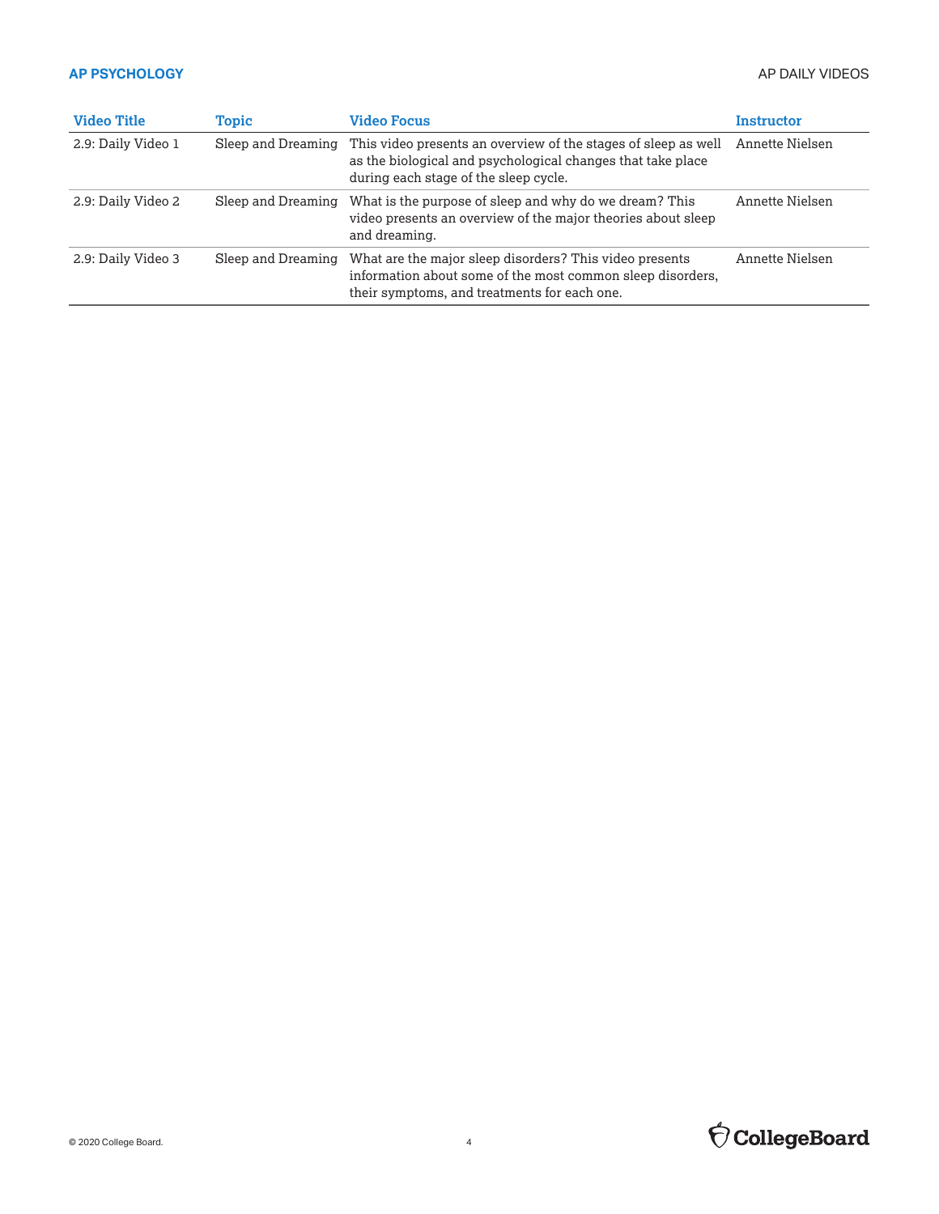| Video Title | Topic | Video Focus | Instructor |
|---|---|---|---|
| 2.9: Daily Video 1 | Sleep and Dreaming | This video presents an overview of the stages of sleep as well as the biological and psychological changes that take place during each stage of the sleep cycle. | Annette Nielsen |
| 2.9: Daily Video 2 | Sleep and Dreaming | What is the purpose of sleep and why do we dream? This video presents an overview of the major theories about sleep and dreaming. | Annette Nielsen |
| 2.9: Daily Video 3 | Sleep and Dreaming | What are the major sleep disorders? This video presents information about some of the most common sleep disorders, their symptoms, and treatments for each one. | Annette Nielsen |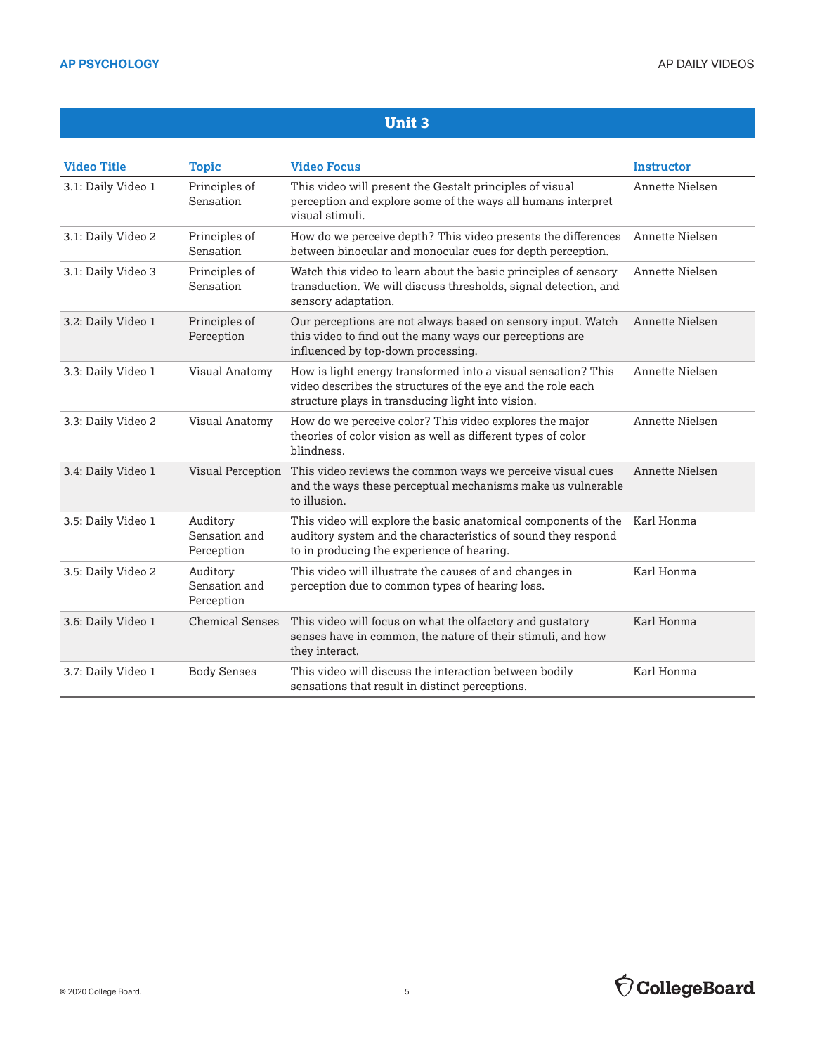## Unit 3

| Video Title | Topic | Video Focus | Instructor |
|---|---|---|---|
| 3.1: Daily Video 1 | Principles of Sensation | This video will present the Gestalt principles of visual perception and explore some of the ways all humans interpret visual stimuli. | Annette Nielsen |
| 3.1: Daily Video 2 | Principles of Sensation | How do we perceive depth? This video presents the differences between binocular and monocular cues for depth perception. | Annette Nielsen |
| 3.1: Daily Video 3 | Principles of Sensation | Watch this video to learn about the basic principles of sensory transduction. We will discuss thresholds, signal detection, and sensory adaptation. | Annette Nielsen |
| 3.2: Daily Video 1 | Principles of Perception | Our perceptions are not always based on sensory input. Watch this video to find out the many ways our perceptions are influenced by top-down processing. | Annette Nielsen |
| 3.3: Daily Video 1 | Visual Anatomy | How is light energy transformed into a visual sensation? This video describes the structures of the eye and the role each structure plays in transducing light into vision. | Annette Nielsen |
| 3.3: Daily Video 2 | Visual Anatomy | How do we perceive color? This video explores the major theories of color vision as well as different types of color blindness. | Annette Nielsen |
| 3.4: Daily Video 1 | Visual Perception | This video reviews the common ways we perceive visual cues and the ways these perceptual mechanisms make us vulnerable to illusion. | Annette Nielsen |
| 3.5: Daily Video 1 | Auditory Sensation and Perception | This video will explore the basic anatomical components of the auditory system and the characteristics of sound they respond to in producing the experience of hearing. | Karl Honma |
| 3.5: Daily Video 2 | Auditory Sensation and Perception | This video will illustrate the causes of and changes in perception due to common types of hearing loss. | Karl Honma |
| 3.6: Daily Video 1 | Chemical Senses | This video will focus on what the olfactory and gustatory senses have in common, the nature of their stimuli, and how they interact. | Karl Honma |
| 3.7: Daily Video 1 | Body Senses | This video will discuss the interaction between bodily sensations that result in distinct perceptions. | Karl Honma |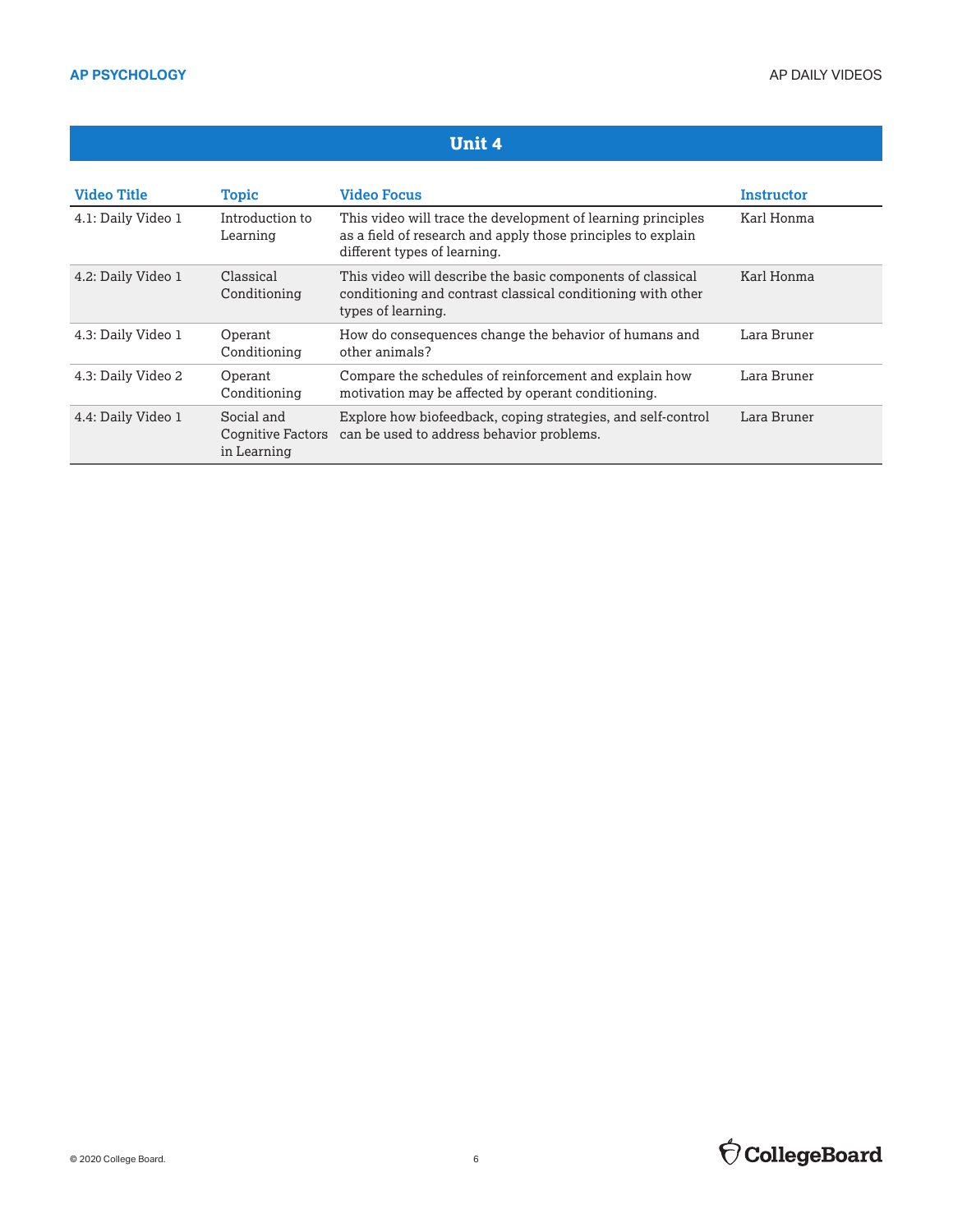## Unit 4

| Video Title | Topic | Video Focus | Instructor |
|---|---|---|---|
| 4.1: Daily Video 1 | Introduction to Learning | This video will trace the development of learning principles as a field of research and apply those principles to explain different types of learning. | Karl Honma |
| 4.2: Daily Video 1 | Classical Conditioning | This video will describe the basic components of classical conditioning and contrast classical conditioning with other types of learning. | Karl Honma |
| 4.3: Daily Video 1 | Operant Conditioning | How do consequences change the behavior of humans and other animals? | Lara Bruner |
| 4.3: Daily Video 2 | Operant Conditioning | Compare the schedules of reinforcement and explain how motivation may be affected by operant conditioning. | Lara Bruner |
| 4.4: Daily Video 1 | Social and Cognitive Factors in Learning | Explore how biofeedback, coping strategies, and self-control can be used to address behavior problems. | Lara Bruner |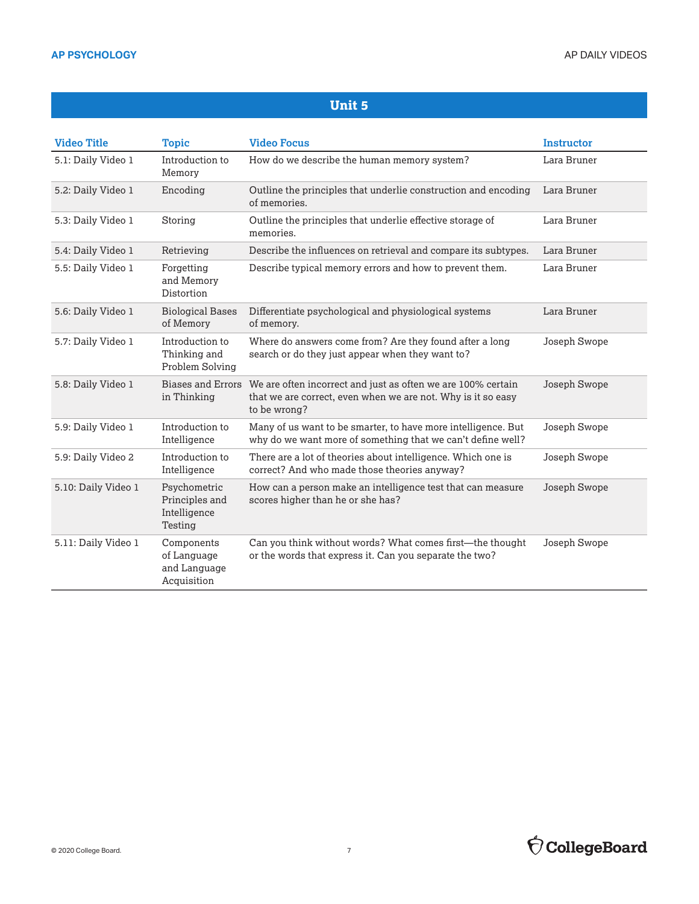## Unit 5

| Video Title | Topic | Video Focus | Instructor |
|---|---|---|---|
| 5.1: Daily Video 1 | Introduction to Memory | How do we describe the human memory system? | Lara Bruner |
| 5.2: Daily Video 1 | Encoding | Outline the principles that underlie construction and encoding of memories. | Lara Bruner |
| 5.3: Daily Video 1 | Storing | Outline the principles that underlie effective storage of memories. | Lara Bruner |
| 5.4: Daily Video 1 | Retrieving | Describe the influences on retrieval and compare its subtypes. | Lara Bruner |
| 5.5: Daily Video 1 | Forgetting and Memory Distortion | Describe typical memory errors and how to prevent them. | Lara Bruner |
| 5.6: Daily Video 1 | Biological Bases of Memory | Differentiate psychological and physiological systems of memory. | Lara Bruner |
| 5.7: Daily Video 1 | Introduction to Thinking and Problem Solving | Where do answers come from? Are they found after a long search or do they just appear when they want to? | Joseph Swope |
| 5.8: Daily Video 1 | Biases and Errors in Thinking | We are often incorrect and just as often we are 100% certain that we are correct, even when we are not. Why is it so easy to be wrong? | Joseph Swope |
| 5.9: Daily Video 1 | Introduction to Intelligence | Many of us want to be smarter, to have more intelligence. But why do we want more of something that we can't define well? | Joseph Swope |
| 5.9: Daily Video 2 | Introduction to Intelligence | There are a lot of theories about intelligence. Which one is correct? And who made those theories anyway? | Joseph Swope |
| 5.10: Daily Video 1 | Psychometric Principles and Intelligence Testing | How can a person make an intelligence test that can measure scores higher than he or she has? | Joseph Swope |
| 5.11: Daily Video 1 | Components of Language and Language Acquisition | Can you think without words? What comes first—the thought or the words that express it. Can you separate the two? | Joseph Swope |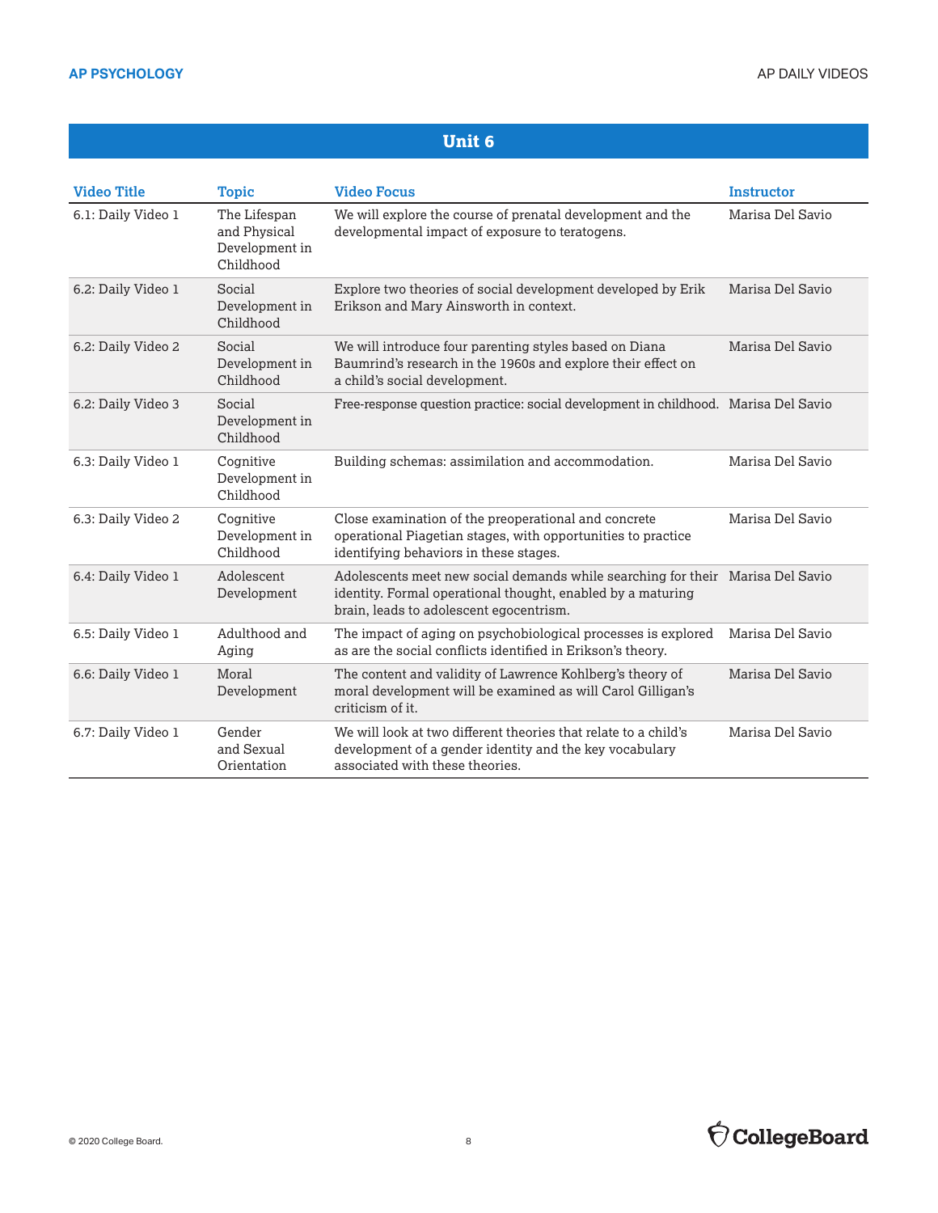## Unit 6

| Video Title | Topic | Video Focus | Instructor |
|---|---|---|---|
| 6.1: Daily Video 1 | The Lifespan and Physical Development in Childhood | We will explore the course of prenatal development and the developmental impact of exposure to teratogens. | Marisa Del Savio |
| 6.2: Daily Video 1 | Social Development in Childhood | Explore two theories of social development developed by Erik Erikson and Mary Ainsworth in context. | Marisa Del Savio |
| 6.2: Daily Video 2 | Social Development in Childhood | We will introduce four parenting styles based on Diana Baumrind's research in the 1960s and explore their effect on a child's social development. | Marisa Del Savio |
| 6.2: Daily Video 3 | Social Development in Childhood | Free-response question practice: social development in childhood. | Marisa Del Savio |
| 6.3: Daily Video 1 | Cognitive Development in Childhood | Building schemas: assimilation and accommodation. | Marisa Del Savio |
| 6.3: Daily Video 2 | Cognitive Development in Childhood | Close examination of the preoperational and concrete operational Piagetian stages, with opportunities to practice identifying behaviors in these stages. | Marisa Del Savio |
| 6.4: Daily Video 1 | Adolescent Development | Adolescents meet new social demands while searching for their identity. Formal operational thought, enabled by a maturing brain, leads to adolescent egocentrism. | Marisa Del Savio |
| 6.5: Daily Video 1 | Adulthood and Aging | The impact of aging on psychobiological processes is explored as are the social conflicts identified in Erikson's theory. | Marisa Del Savio |
| 6.6: Daily Video 1 | Moral Development | The content and validity of Lawrence Kohlberg's theory of moral development will be examined as will Carol Gilligan's criticism of it. | Marisa Del Savio |
| 6.7: Daily Video 1 | Gender and Sexual Orientation | We will look at two different theories that relate to a child's development of a gender identity and the key vocabulary associated with these theories. | Marisa Del Savio |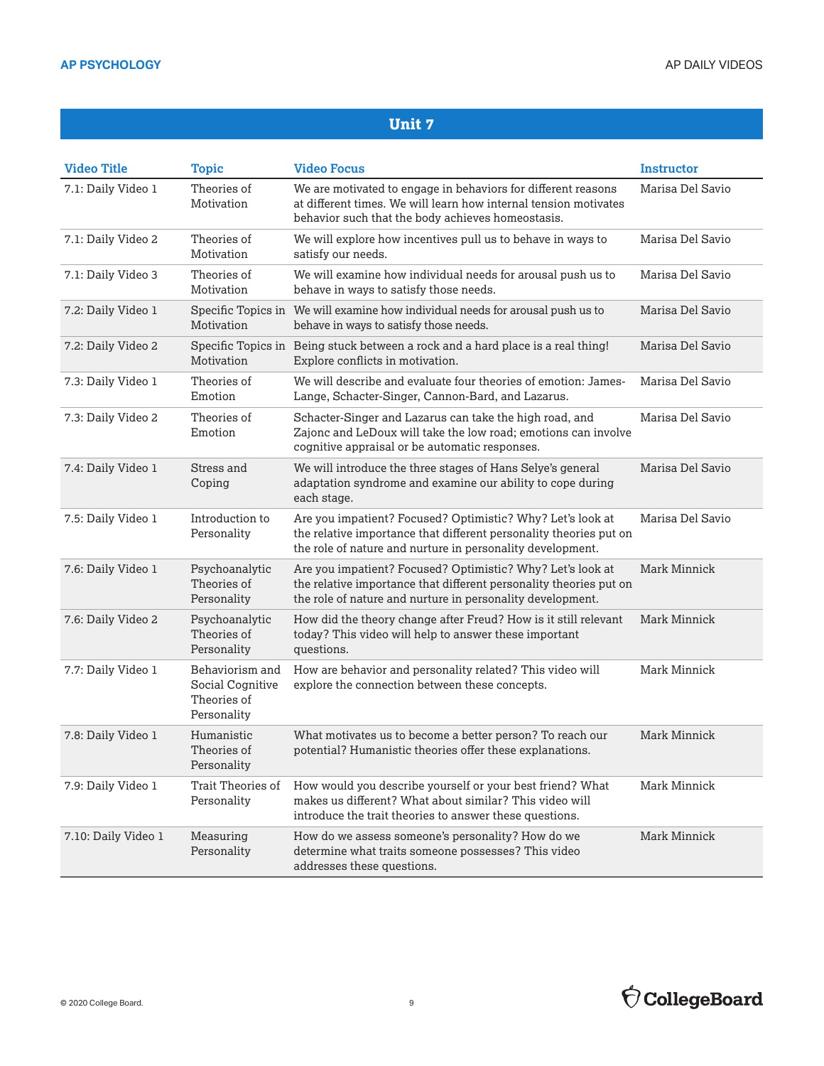## Unit 7

| Video Title | Topic | Video Focus | Instructor |
|---|---|---|---|
| 7.1: Daily Video 1 | Theories of Motivation | We are motivated to engage in behaviors for different reasons at different times. We will learn how internal tension motivates behavior such that the body achieves homeostasis. | Marisa Del Savio |
| 7.1: Daily Video 2 | Theories of Motivation | We will explore how incentives pull us to behave in ways to satisfy our needs. | Marisa Del Savio |
| 7.1: Daily Video 3 | Theories of Motivation | We will examine how individual needs for arousal push us to behave in ways to satisfy those needs. | Marisa Del Savio |
| 7.2: Daily Video 1 | Specific Topics in Motivation | We will examine how individual needs for arousal push us to behave in ways to satisfy those needs. | Marisa Del Savio |
| 7.2: Daily Video 2 | Specific Topics in Motivation | Being stuck between a rock and a hard place is a real thing! Explore conflicts in motivation. | Marisa Del Savio |
| 7.3: Daily Video 1 | Theories of Emotion | We will describe and evaluate four theories of emotion: James-Lange, Schacter-Singer, Cannon-Bard, and Lazarus. | Marisa Del Savio |
| 7.3: Daily Video 2 | Theories of Emotion | Schacter-Singer and Lazarus can take the high road, and Zajonc and LeDoux will take the low road; emotions can involve cognitive appraisal or be automatic responses. | Marisa Del Savio |
| 7.4: Daily Video 1 | Stress and Coping | We will introduce the three stages of Hans Selye's general adaptation syndrome and examine our ability to cope during each stage. | Marisa Del Savio |
| 7.5: Daily Video 1 | Introduction to Personality | Are you impatient? Focused? Optimistic? Why? Let's look at the relative importance that different personality theories put on the role of nature and nurture in personality development. | Marisa Del Savio |
| 7.6: Daily Video 1 | Psychoanalytic Theories of Personality | Are you impatient? Focused? Optimistic? Why? Let's look at the relative importance that different personality theories put on the role of nature and nurture in personality development. | Mark Minnick |
| 7.6: Daily Video 2 | Psychoanalytic Theories of Personality | How did the theory change after Freud? How is it still relevant today? This video will help to answer these important questions. | Mark Minnick |
| 7.7: Daily Video 1 | Behaviorism and Social Cognitive Theories of Personality | How are behavior and personality related? This video will explore the connection between these concepts. | Mark Minnick |
| 7.8: Daily Video 1 | Humanistic Theories of Personality | What motivates us to become a better person? To reach our potential? Humanistic theories offer these explanations. | Mark Minnick |
| 7.9: Daily Video 1 | Trait Theories of Personality | How would you describe yourself or your best friend? What makes us different? What about similar? This video will introduce the trait theories to answer these questions. | Mark Minnick |
| 7.10: Daily Video 1 | Measuring Personality | How do we assess someone's personality? How do we determine what traits someone possesses? This video addresses these questions. | Mark Minnick |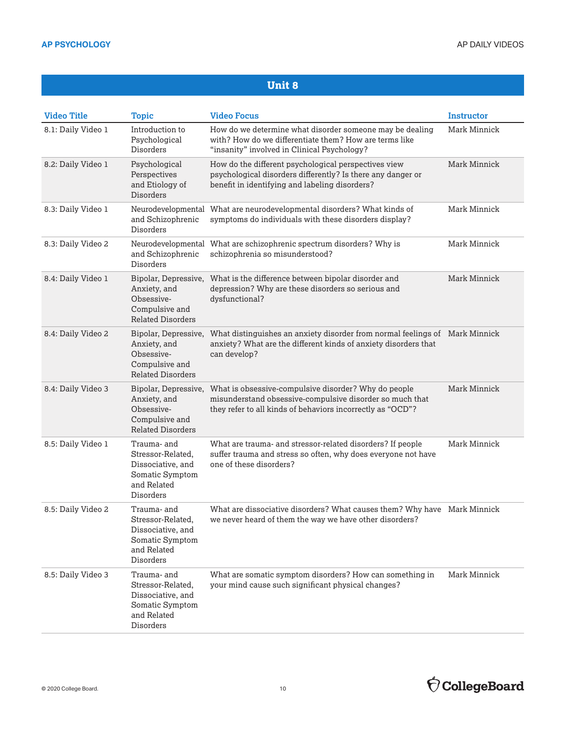## Unit 8

| Video Title | Topic | Video Focus | Instructor |
|---|---|---|---|
| 8.1: Daily Video 1 | Introduction to Psychological Disorders | How do we determine what disorder someone may be dealing with? How do we differentiate them? How are terms like "insanity" involved in Clinical Psychology? | Mark Minnick |
| 8.2: Daily Video 1 | Psychological Perspectives and Etiology of Disorders | How do the different psychological perspectives view psychological disorders differently? Is there any danger or benefit in identifying and labeling disorders? | Mark Minnick |
| 8.3: Daily Video 1 | Neurodevelopmental and Schizophrenic Disorders | What are neurodevelopmental disorders? What kinds of symptoms do individuals with these disorders display? | Mark Minnick |
| 8.3: Daily Video 2 | Neurodevelopmental and Schizophrenic Disorders | What are schizophrenic spectrum disorders? Why is schizophrenia so misunderstood? | Mark Minnick |
| 8.4: Daily Video 1 | Bipolar, Depressive, Anxiety, and Obsessive-Compulsive and Related Disorders | What is the difference between bipolar disorder and depression? Why are these disorders so serious and dysfunctional? | Mark Minnick |
| 8.4: Daily Video 2 | Bipolar, Depressive, Anxiety, and Obsessive-Compulsive and Related Disorders | What distinguishes an anxiety disorder from normal feelings of anxiety? What are the different kinds of anxiety disorders that can develop? | Mark Minnick |
| 8.4: Daily Video 3 | Bipolar, Depressive, Anxiety, and Obsessive-Compulsive and Related Disorders | What is obsessive-compulsive disorder? Why do people misunderstand obsessive-compulsive disorder so much that they refer to all kinds of behaviors incorrectly as "OCD"? | Mark Minnick |
| 8.5: Daily Video 1 | Trauma- and Stressor-Related, Dissociative, and Somatic Symptom and Related Disorders | What are trauma- and stressor-related disorders? If people suffer trauma and stress so often, why does everyone not have one of these disorders? | Mark Minnick |
| 8.5: Daily Video 2 | Trauma- and Stressor-Related, Dissociative, and Somatic Symptom and Related Disorders | What are dissociative disorders? What causes them? Why have we never heard of them the way we have other disorders? | Mark Minnick |
| 8.5: Daily Video 3 | Trauma- and Stressor-Related, Dissociative, and Somatic Symptom and Related Disorders | What are somatic symptom disorders? How can something in your mind cause such significant physical changes? | Mark Minnick |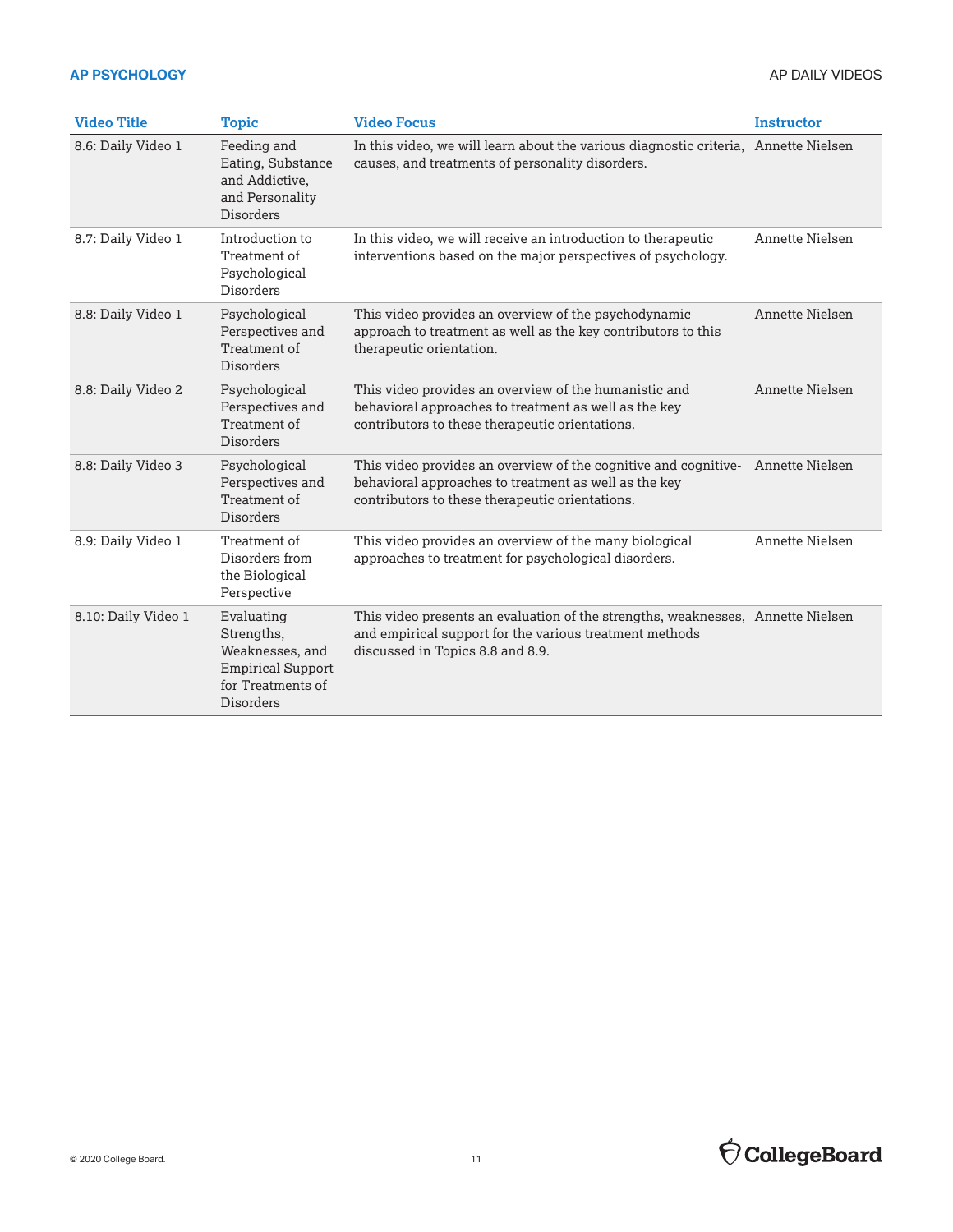| Video Title | Topic | Video Focus | Instructor |
|---|---|---|---|
| 8.6: Daily Video 1 | Feeding and Eating, Substance and Addictive, and Personality Disorders | In this video, we will learn about the various diagnostic criteria, causes, and treatments of personality disorders. | Annette Nielsen |
| 8.7: Daily Video 1 | Introduction to Treatment of Psychological Disorders | In this video, we will receive an introduction to therapeutic interventions based on the major perspectives of psychology. | Annette Nielsen |
| 8.8: Daily Video 1 | Psychological Perspectives and Treatment of Disorders | This video provides an overview of the psychodynamic approach to treatment as well as the key contributors to this therapeutic orientation. | Annette Nielsen |
| 8.8: Daily Video 2 | Psychological Perspectives and Treatment of Disorders | This video provides an overview of the humanistic and behavioral approaches to treatment as well as the key contributors to these therapeutic orientations. | Annette Nielsen |
| 8.8: Daily Video 3 | Psychological Perspectives and Treatment of Disorders | This video provides an overview of the cognitive and cognitive-behavioral approaches to treatment as well as the key contributors to these therapeutic orientations. | Annette Nielsen |
| 8.9: Daily Video 1 | Treatment of Disorders from the Biological Perspective | This video provides an overview of the many biological approaches to treatment for psychological disorders. | Annette Nielsen |
| 8.10: Daily Video 1 | Evaluating Strengths, Weaknesses, and Empirical Support for Treatments of Disorders | This video presents an evaluation of the strengths, weaknesses, and empirical support for the various treatment methods discussed in Topics 8.8 and 8.9. | Annette Nielsen |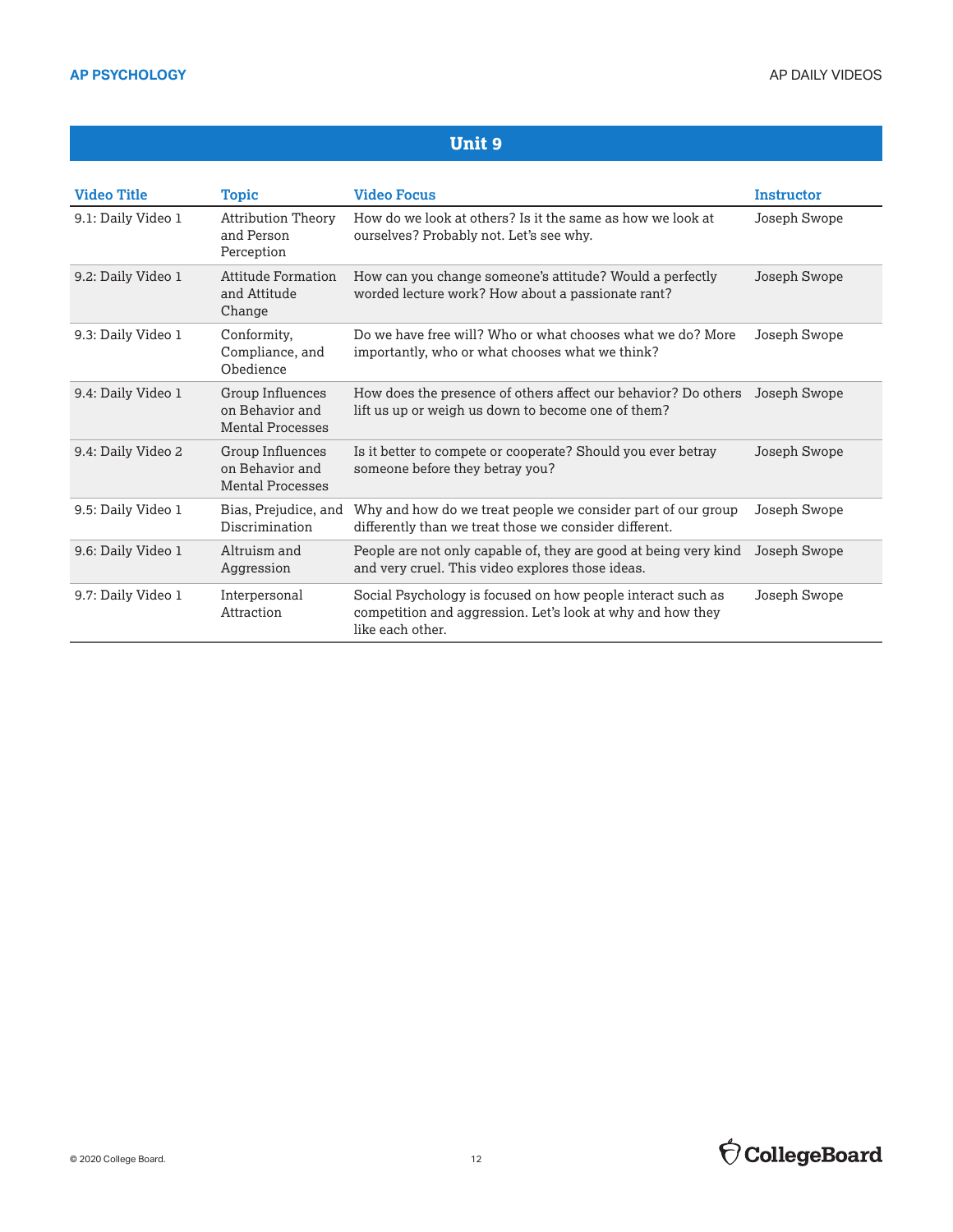## Unit 9

| Video Title | Topic | Video Focus | Instructor |
|---|---|---|---|
| 9.1: Daily Video 1 | Attribution Theory and Person Perception | How do we look at others? Is it the same as how we look at ourselves? Probably not. Let's see why. | Joseph Swope |
| 9.2: Daily Video 1 | Attitude Formation and Attitude Change | How can you change someone's attitude? Would a perfectly worded lecture work? How about a passionate rant? | Joseph Swope |
| 9.3: Daily Video 1 | Conformity, Compliance, and Obedience | Do we have free will? Who or what chooses what we do? More importantly, who or what chooses what we think? | Joseph Swope |
| 9.4: Daily Video 1 | Group Influences on Behavior and Mental Processes | How does the presence of others affect our behavior? Do others lift us up or weigh us down to become one of them? | Joseph Swope |
| 9.4: Daily Video 2 | Group Influences on Behavior and Mental Processes | Is it better to compete or cooperate? Should you ever betray someone before they betray you? | Joseph Swope |
| 9.5: Daily Video 1 | Bias, Prejudice, and Discrimination | Why and how do we treat people we consider part of our group differently than we treat those we consider different. | Joseph Swope |
| 9.6: Daily Video 1 | Altruism and Aggression | People are not only capable of, they are good at being very kind and very cruel. This video explores those ideas. | Joseph Swope |
| 9.7: Daily Video 1 | Interpersonal Attraction | Social Psychology is focused on how people interact such as competition and aggression. Let's look at why and how they like each other. | Joseph Swope |